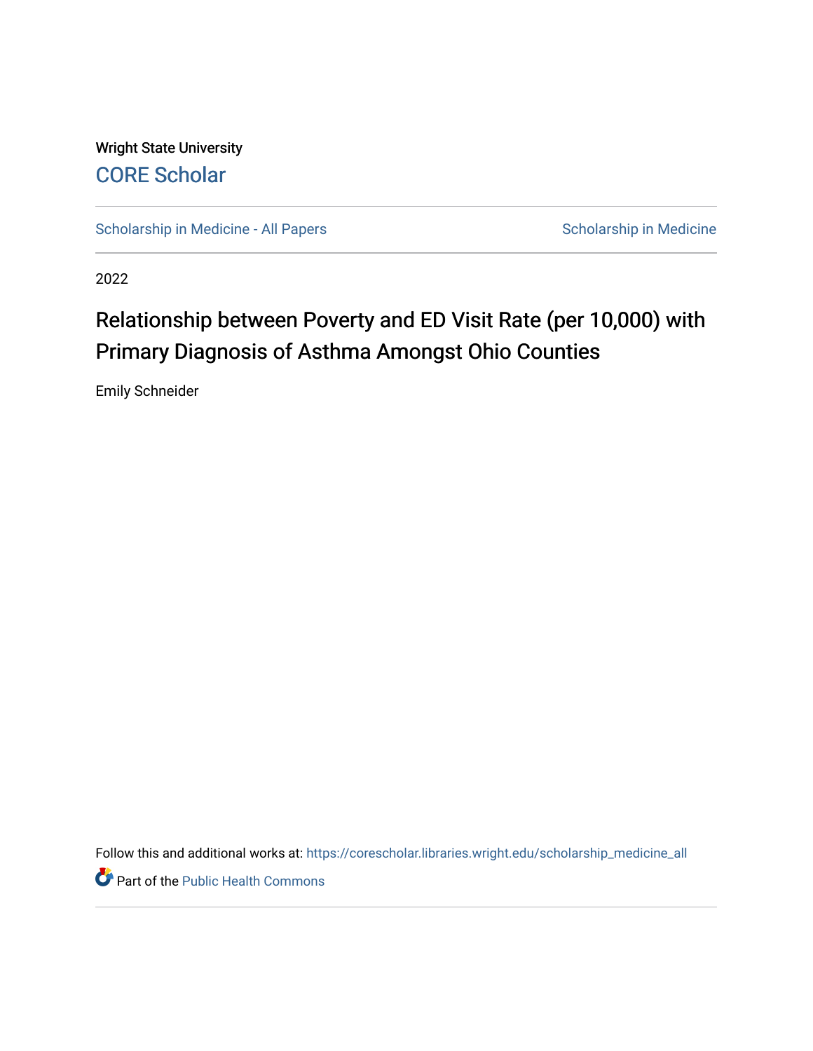Wright State University

CORE Scholar

Scholarship in Medicine - All Papers

Scholarship in Medicine

2022

# Relationship between Poverty and ED Visit Rate (per 10,000) with Primary Diagnosis of Asthma Amongst Ohio Counties

Emily Schneider

Follow this and additional works at: https://corescholar.libraries.wright.edu/scholarship_medicine_all

Part of the Public Health Commons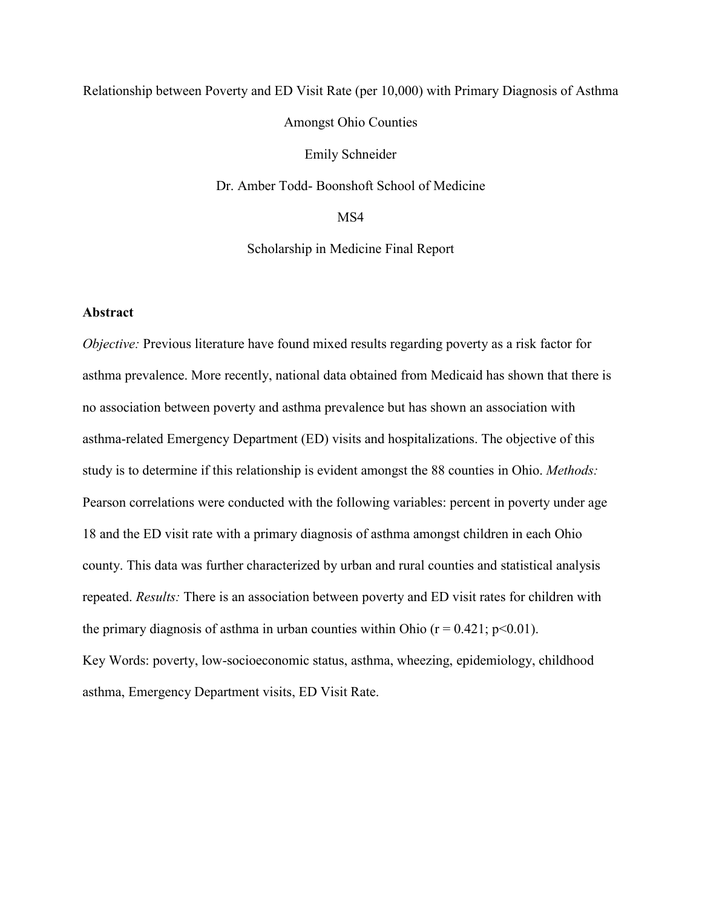Relationship between Poverty and ED Visit Rate (per 10,000) with Primary Diagnosis of Asthma Amongst Ohio Counties

Emily Schneider

Dr. Amber Todd- Boonshoft School of Medicine

MS4

Scholarship in Medicine Final Report

**Abstract**

*Objective:* Previous literature have found mixed results regarding poverty as a risk factor for asthma prevalence. More recently, national data obtained from Medicaid has shown that there is no association between poverty and asthma prevalence but has shown an association with asthma-related Emergency Department (ED) visits and hospitalizations. The objective of this study is to determine if this relationship is evident amongst the 88 counties in Ohio. *Methods:* Pearson correlations were conducted with the following variables: percent in poverty under age 18 and the ED visit rate with a primary diagnosis of asthma amongst children in each Ohio county. This data was further characterized by urban and rural counties and statistical analysis repeated. *Results:* There is an association between poverty and ED visit rates for children with the primary diagnosis of asthma in urban counties within Ohio ($r = 0.421$; $p<0.01$).

Key Words: poverty, low-socioeconomic status, asthma, wheezing, epidemiology, childhood asthma, Emergency Department visits, ED Visit Rate.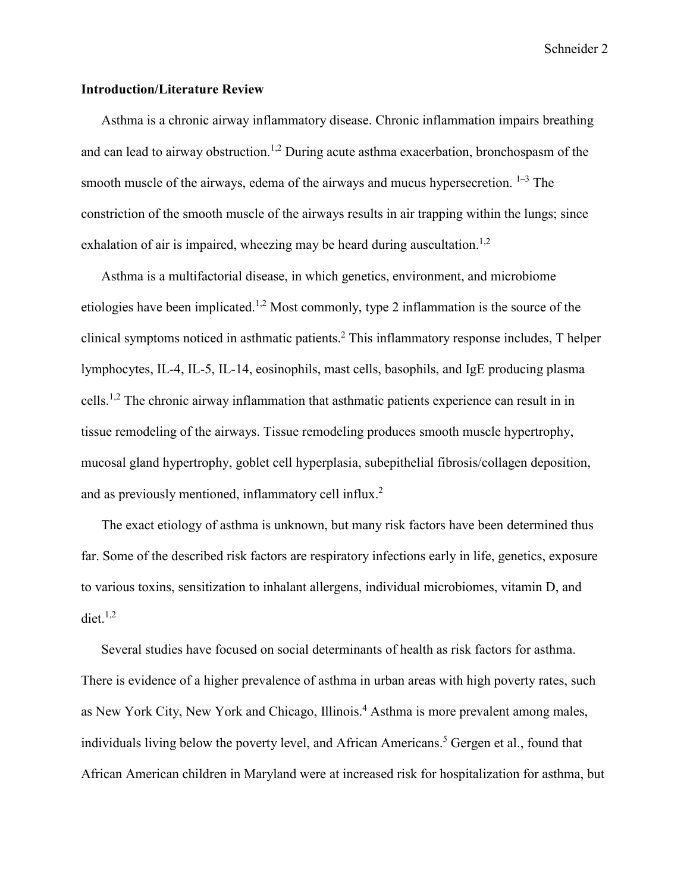**Introduction/Literature Review**

Asthma is a chronic airway inflammatory disease. Chronic inflammation impairs breathing and can lead to airway obstruction.[1,2] During acute asthma exacerbation, bronchospasm of the smooth muscle of the airways, edema of the airways and mucus hypersecretion. [1–3] The constriction of the smooth muscle of the airways results in air trapping within the lungs; since exhalation of air is impaired, wheezing may be heard during auscultation.[1,2]

Asthma is a multifactorial disease, in which genetics, environment, and microbiome etiologies have been implicated.[1,2] Most commonly, type 2 inflammation is the source of the clinical symptoms noticed in asthmatic patients.[2] This inflammatory response includes, T helper lymphocytes, IL-4, IL-5, IL-14, eosinophils, mast cells, basophils, and IgE producing plasma cells.[1,2] The chronic airway inflammation that asthmatic patients experience can result in in tissue remodeling of the airways. Tissue remodeling produces smooth muscle hypertrophy, mucosal gland hypertrophy, goblet cell hyperplasia, subepithelial fibrosis/collagen deposition, and as previously mentioned, inflammatory cell influx.[2]

The exact etiology of asthma is unknown, but many risk factors have been determined thus far. Some of the described risk factors are respiratory infections early in life, genetics, exposure to various toxins, sensitization to inhalant allergens, individual microbiomes, vitamin D, and diet.[1,2]

Several studies have focused on social determinants of health as risk factors for asthma. There is evidence of a higher prevalence of asthma in urban areas with high poverty rates, such as New York City, New York and Chicago, Illinois.[4] Asthma is more prevalent among males, individuals living below the poverty level, and African Americans.[5] Gergen et al., found that African American children in Maryland were at increased risk for hospitalization for asthma, but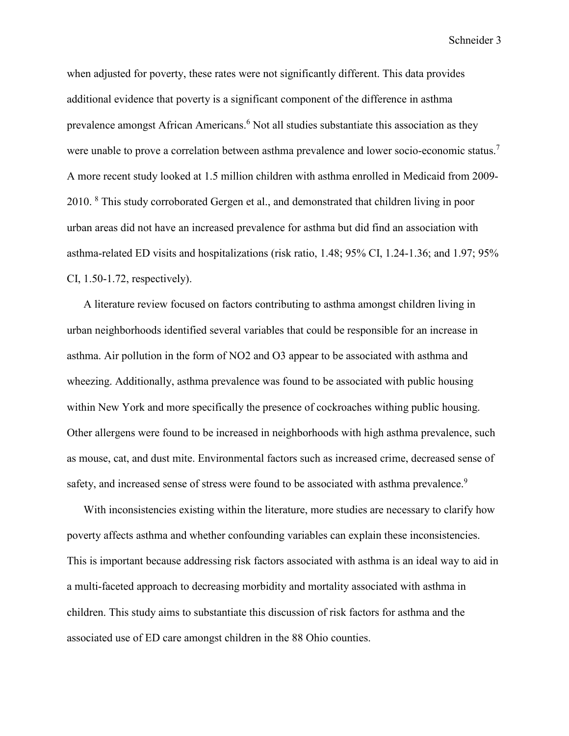when adjusted for poverty, these rates were not significantly different. This data provides additional evidence that poverty is a significant component of the difference in asthma prevalence amongst African Americans.[6] Not all studies substantiate this association as they were unable to prove a correlation between asthma prevalence and lower socio-economic status.[7] A more recent study looked at 1.5 million children with asthma enrolled in Medicaid from 2009-2010. [8] This study corroborated Gergen et al., and demonstrated that children living in poor urban areas did not have an increased prevalence for asthma but did find an association with asthma-related ED visits and hospitalizations (risk ratio, 1.48; 95% CI, 1.24-1.36; and 1.97; 95% CI, 1.50-1.72, respectively).

A literature review focused on factors contributing to asthma amongst children living in urban neighborhoods identified several variables that could be responsible for an increase in asthma. Air pollution in the form of $NO_2$ and $O_3$ appear to be associated with asthma and wheezing. Additionally, asthma prevalence was found to be associated with public housing within New York and more specifically the presence of cockroaches withing public housing. Other allergens were found to be increased in neighborhoods with high asthma prevalence, such as mouse, cat, and dust mite. Environmental factors such as increased crime, decreased sense of safety, and increased sense of stress were found to be associated with asthma prevalence.[9]

With inconsistencies existing within the literature, more studies are necessary to clarify how poverty affects asthma and whether confounding variables can explain these inconsistencies. This is important because addressing risk factors associated with asthma is an ideal way to aid in a multi-faceted approach to decreasing morbidity and mortality associated with asthma in children. This study aims to substantiate this discussion of risk factors for asthma and the associated use of ED care amongst children in the 88 Ohio counties.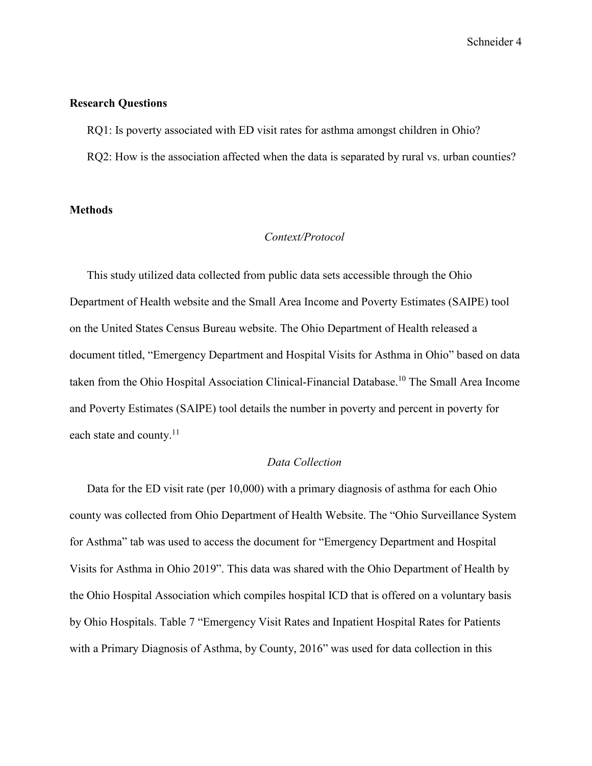**Research Questions**

RQ1: Is poverty associated with ED visit rates for asthma amongst children in Ohio?

RQ2: How is the association affected when the data is separated by rural vs. urban counties?

**Methods**

*Context/Protocol*

This study utilized data collected from public data sets accessible through the Ohio Department of Health website and the Small Area Income and Poverty Estimates (SAIPE) tool on the United States Census Bureau website. The Ohio Department of Health released a document titled, "Emergency Department and Hospital Visits for Asthma in Ohio" based on data taken from the Ohio Hospital Association Clinical-Financial Database.[10] The Small Area Income and Poverty Estimates (SAIPE) tool details the number in poverty and percent in poverty for each state and county.[11]

*Data Collection*

Data for the ED visit rate (per 10,000) with a primary diagnosis of asthma for each Ohio county was collected from Ohio Department of Health Website. The "Ohio Surveillance System for Asthma" tab was used to access the document for "Emergency Department and Hospital Visits for Asthma in Ohio 2019". This data was shared with the Ohio Department of Health by the Ohio Hospital Association which compiles hospital ICD that is offered on a voluntary basis by Ohio Hospitals. Table 7 "Emergency Visit Rates and Inpatient Hospital Rates for Patients with a Primary Diagnosis of Asthma, by County, 2016" was used for data collection in this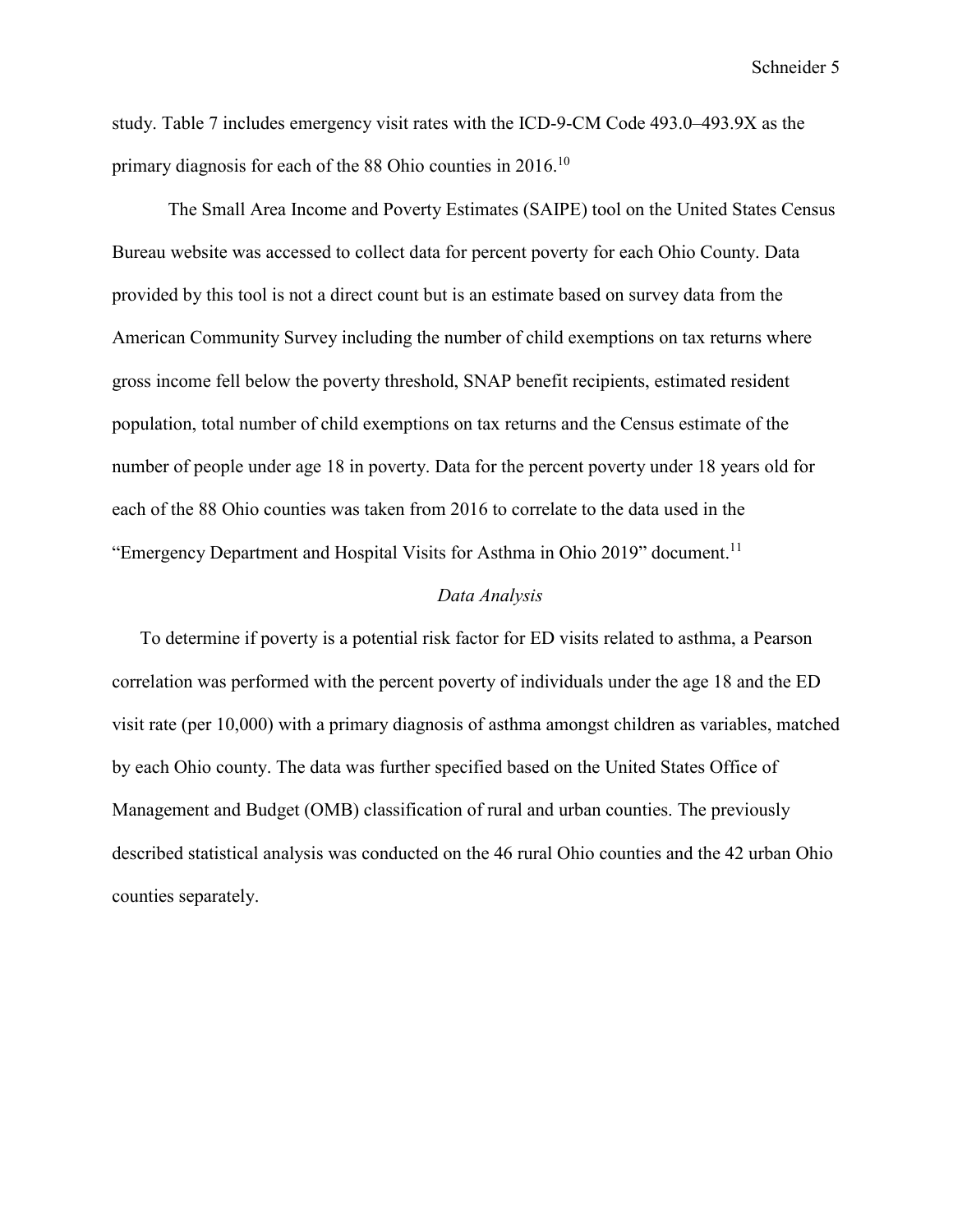study. Table 7 includes emergency visit rates with the ICD-9-CM Code 493.0–493.9X as the primary diagnosis for each of the 88 Ohio counties in 2016.[10]

The Small Area Income and Poverty Estimates (SAIPE) tool on the United States Census Bureau website was accessed to collect data for percent poverty for each Ohio County. Data provided by this tool is not a direct count but is an estimate based on survey data from the American Community Survey including the number of child exemptions on tax returns where gross income fell below the poverty threshold, SNAP benefit recipients, estimated resident population, total number of child exemptions on tax returns and the Census estimate of the number of people under age 18 in poverty. Data for the percent poverty under 18 years old for each of the 88 Ohio counties was taken from 2016 to correlate to the data used in the "Emergency Department and Hospital Visits for Asthma in Ohio 2019" document.[11]

### *Data Analysis*

To determine if poverty is a potential risk factor for ED visits related to asthma, a Pearson correlation was performed with the percent poverty of individuals under the age 18 and the ED visit rate (per 10,000) with a primary diagnosis of asthma amongst children as variables, matched by each Ohio county. The data was further specified based on the United States Office of Management and Budget (OMB) classification of rural and urban counties. The previously described statistical analysis was conducted on the 46 rural Ohio counties and the 42 urban Ohio counties separately.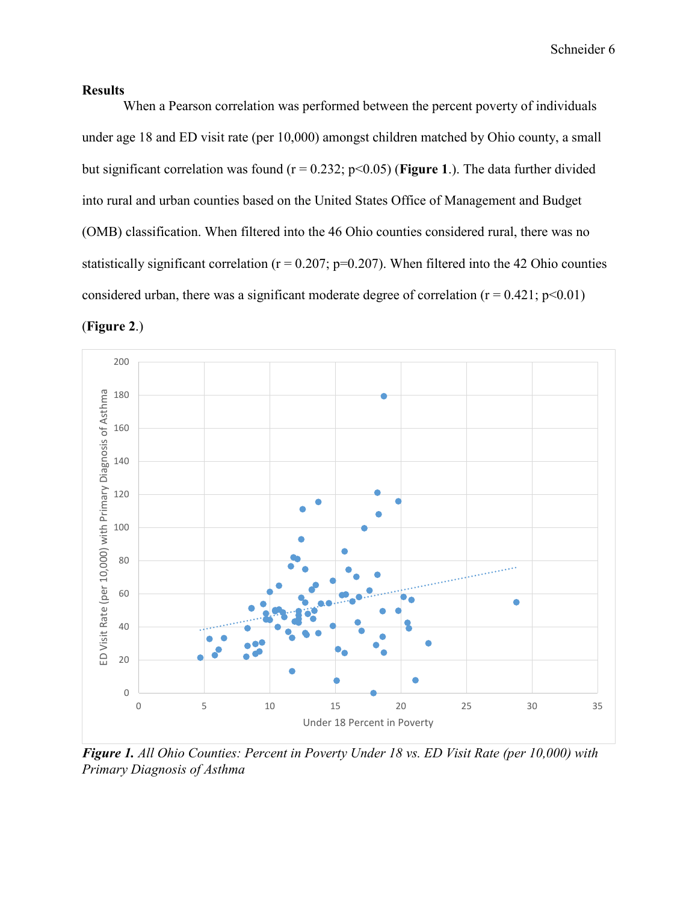## Results

When a Pearson correlation was performed between the percent poverty of individuals under age 18 and ED visit rate (per 10,000) amongst children matched by Ohio county, a small but significant correlation was found ($r = 0.232$; $p<0.05$) (**Figure 1**.). The data further divided into rural and urban counties based on the United States Office of Management and Budget (OMB) classification. When filtered into the 46 Ohio counties considered rural, there was no statistically significant correlation ($r = 0.207$; $p=0.207$). When filtered into the 42 Ohio counties considered urban, there was a significant moderate degree of correlation ($r = 0.421$; $p<0.01$) (**Figure 2**.)

ED Visit Rate (per 10,000) with Primary Diagnosis of Asthma

200
180
160
140
120
100
80
60
40
20
0

0 5 10 15 20 25 30 35

Under 18 Percent in Poverty

***Figure 1.*** *All Ohio Counties: Percent in Poverty Under 18 vs. ED Visit Rate (per 10,000) with Primary Diagnosis of Asthma*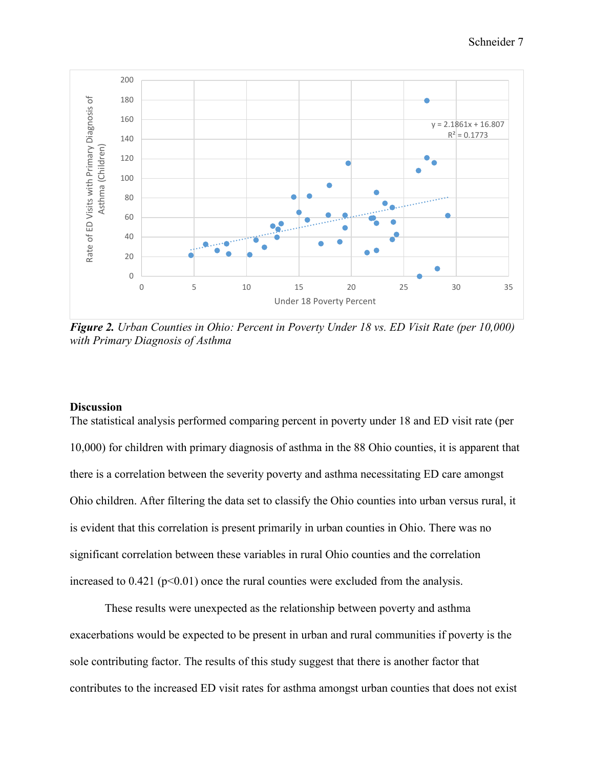**Figure 2.** *Urban Counties in Ohio: Percent in Poverty Under 18 vs. ED Visit Rate (per 10,000) with Primary Diagnosis of Asthma*

**Discussion**

The statistical analysis performed comparing percent in poverty under 18 and ED visit rate (per 10,000) for children with primary diagnosis of asthma in the 88 Ohio counties, it is apparent that there is a correlation between the severity poverty and asthma necessitating ED care amongst Ohio children. After filtering the data set to classify the Ohio counties into urban versus rural, it is evident that this correlation is present primarily in urban counties in Ohio. There was no significant correlation between these variables in rural Ohio counties and the correlation increased to 0.421 ($p<0.01$) once the rural counties were excluded from the analysis.

These results were unexpected as the relationship between poverty and asthma exacerbations would be expected to be present in urban and rural communities if poverty is the sole contributing factor. The results of this study suggest that there is another factor that contributes to the increased ED visit rates for asthma amongst urban counties that does not exist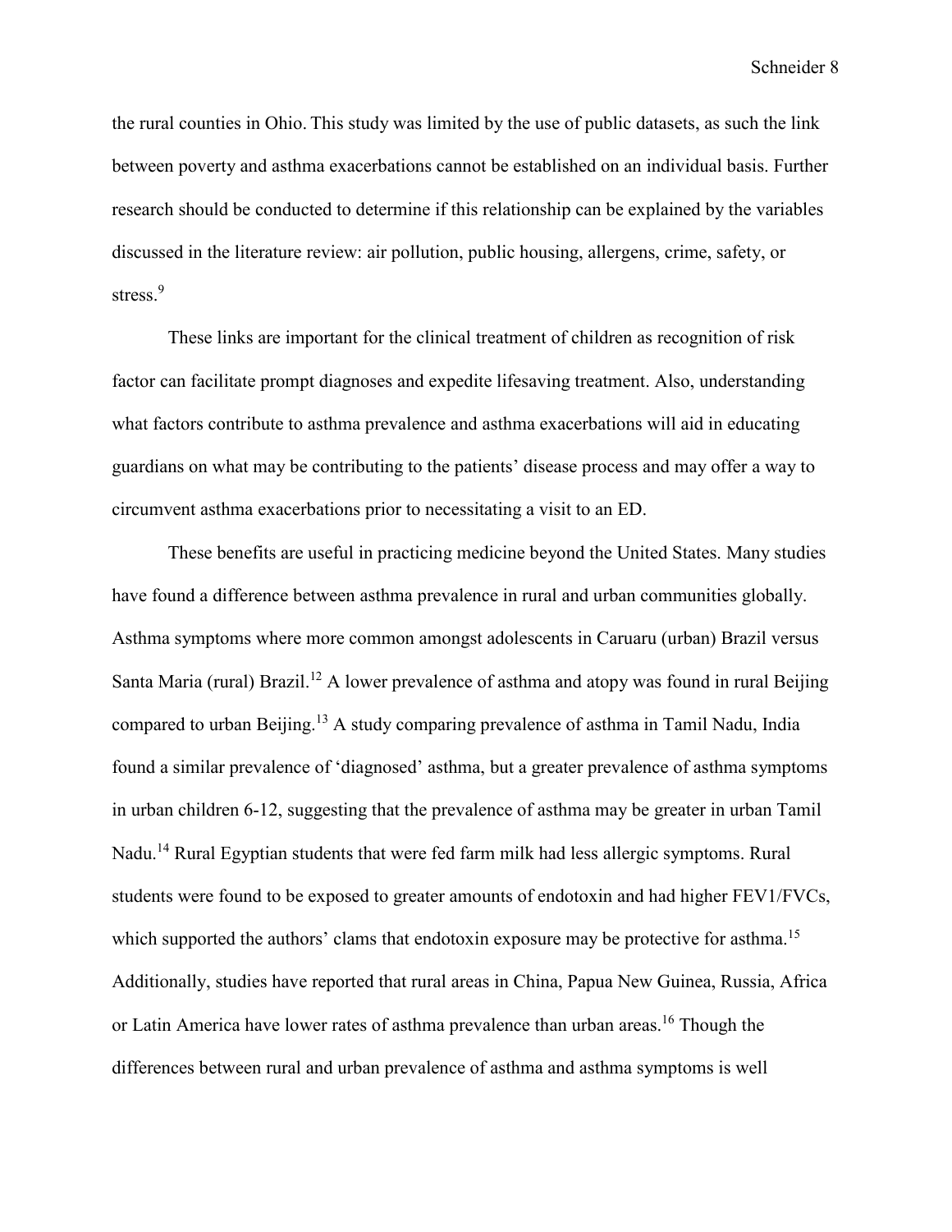the rural counties in Ohio. This study was limited by the use of public datasets, as such the link between poverty and asthma exacerbations cannot be established on an individual basis. Further research should be conducted to determine if this relationship can be explained by the variables discussed in the literature review: air pollution, public housing, allergens, crime, safety, or stress.[9]

These links are important for the clinical treatment of children as recognition of risk factor can facilitate prompt diagnoses and expedite lifesaving treatment. Also, understanding what factors contribute to asthma prevalence and asthma exacerbations will aid in educating guardians on what may be contributing to the patients' disease process and may offer a way to circumvent asthma exacerbations prior to necessitating a visit to an ED.

These benefits are useful in practicing medicine beyond the United States. Many studies have found a difference between asthma prevalence in rural and urban communities globally. Asthma symptoms where more common amongst adolescents in Caruaru (urban) Brazil versus Santa Maria (rural) Brazil.[12] A lower prevalence of asthma and atopy was found in rural Beijing compared to urban Beijing.[13] A study comparing prevalence of asthma in Tamil Nadu, India found a similar prevalence of 'diagnosed' asthma, but a greater prevalence of asthma symptoms in urban children 6-12, suggesting that the prevalence of asthma may be greater in urban Tamil Nadu.[14] Rural Egyptian students that were fed farm milk had less allergic symptoms. Rural students were found to be exposed to greater amounts of endotoxin and had higher FEV1/FVCs, which supported the authors' clams that endotoxin exposure may be protective for asthma.[15] Additionally, studies have reported that rural areas in China, Papua New Guinea, Russia, Africa or Latin America have lower rates of asthma prevalence than urban areas.[16] Though the differences between rural and urban prevalence of asthma and asthma symptoms is well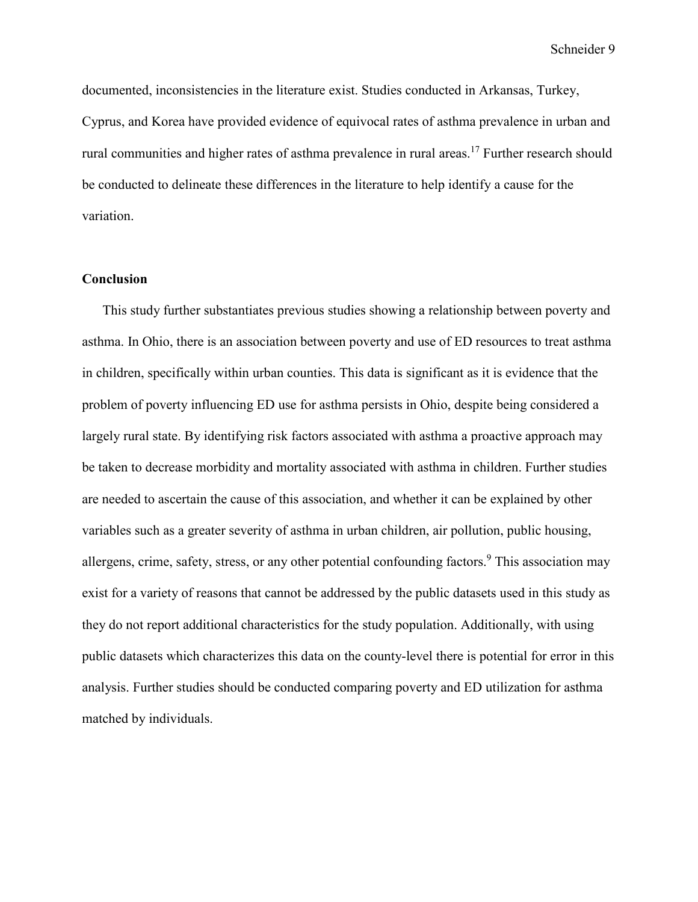documented, inconsistencies in the literature exist. Studies conducted in Arkansas, Turkey, Cyprus, and Korea have provided evidence of equivocal rates of asthma prevalence in urban and rural communities and higher rates of asthma prevalence in rural areas.[17] Further research should be conducted to delineate these differences in the literature to help identify a cause for the variation.

**Conclusion**

This study further substantiates previous studies showing a relationship between poverty and asthma. In Ohio, there is an association between poverty and use of ED resources to treat asthma in children, specifically within urban counties. This data is significant as it is evidence that the problem of poverty influencing ED use for asthma persists in Ohio, despite being considered a largely rural state. By identifying risk factors associated with asthma a proactive approach may be taken to decrease morbidity and mortality associated with asthma in children. Further studies are needed to ascertain the cause of this association, and whether it can be explained by other variables such as a greater severity of asthma in urban children, air pollution, public housing, allergens, crime, safety, stress, or any other potential confounding factors.[9] This association may exist for a variety of reasons that cannot be addressed by the public datasets used in this study as they do not report additional characteristics for the study population. Additionally, with using public datasets which characterizes this data on the county-level there is potential for error in this analysis. Further studies should be conducted comparing poverty and ED utilization for asthma matched by individuals.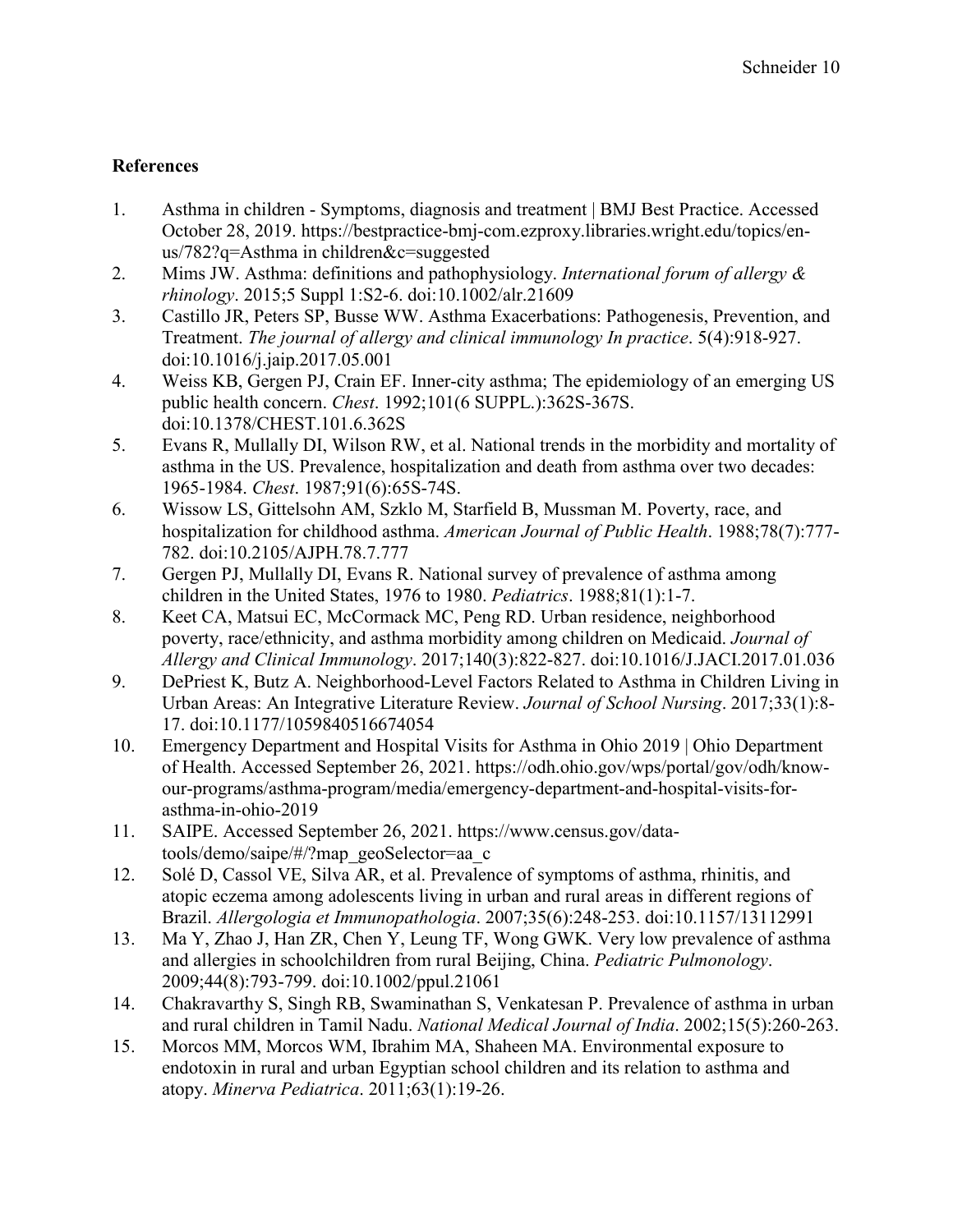**References**

1. Asthma in children - Symptoms, diagnosis and treatment | BMJ Best Practice. Accessed October 28, 2019. https://bestpractice-bmj-com.ezproxy.libraries.wright.edu/topics/en-us/782?q=Asthma in children&c=suggested
2. Mims JW. Asthma: definitions and pathophysiology. *International forum of allergy & rhinology*. 2015;5 Suppl 1:S2-6. doi:10.1002/alr.21609
3. Castillo JR, Peters SP, Busse WW. Asthma Exacerbations: Pathogenesis, Prevention, and Treatment. *The journal of allergy and clinical immunology In practice*. 5(4):918-927. doi:10.1016/j.jaip.2017.05.001
4. Weiss KB, Gergen PJ, Crain EF. Inner-city asthma; The epidemiology of an emerging US public health concern. *Chest*. 1992;101(6 SUPPL.):362S-367S. doi:10.1378/CHEST.101.6.362S
5. Evans R, Mullally DI, Wilson RW, et al. National trends in the morbidity and mortality of asthma in the US. Prevalence, hospitalization and death from asthma over two decades: 1965-1984. *Chest*. 1987;91(6):65S-74S.
6. Wissow LS, Gittelsohn AM, Szklo M, Starfield B, Mussman M. Poverty, race, and hospitalization for childhood asthma. *American Journal of Public Health*. 1988;78(7):777-782. doi:10.2105/AJPH.78.7.777
7. Gergen PJ, Mullally DI, Evans R. National survey of prevalence of asthma among children in the United States, 1976 to 1980. *Pediatrics*. 1988;81(1):1-7.
8. Keet CA, Matsui EC, McCormack MC, Peng RD. Urban residence, neighborhood poverty, race/ethnicity, and asthma morbidity among children on Medicaid. *Journal of Allergy and Clinical Immunology*. 2017;140(3):822-827. doi:10.1016/J.JACI.2017.01.036
9. DePriest K, Butz A. Neighborhood-Level Factors Related to Asthma in Children Living in Urban Areas: An Integrative Literature Review. *Journal of School Nursing*. 2017;33(1):8-17. doi:10.1177/1059840516674054
10. Emergency Department and Hospital Visits for Asthma in Ohio 2019 | Ohio Department of Health. Accessed September 26, 2021. https://odh.ohio.gov/wps/portal/gov/odh/know-our-programs/asthma-program/media/emergency-department-and-hospital-visits-for-asthma-in-ohio-2019
11. SAIPE. Accessed September 26, 2021. https://www.census.gov/data-tools/demo/saipe/#/?map_geoSelector=aa_c
12. Solé D, Cassol VE, Silva AR, et al. Prevalence of symptoms of asthma, rhinitis, and atopic eczema among adolescents living in urban and rural areas in different regions of Brazil. *Allergologia et Immunopathologia*. 2007;35(6):248-253. doi:10.1157/13112991
13. Ma Y, Zhao J, Han ZR, Chen Y, Leung TF, Wong GWK. Very low prevalence of asthma and allergies in schoolchildren from rural Beijing, China. *Pediatric Pulmonology*. 2009;44(8):793-799. doi:10.1002/ppul.21061
14. Chakravarthy S, Singh RB, Swaminathan S, Venkatesan P. Prevalence of asthma in urban and rural children in Tamil Nadu. *National Medical Journal of India*. 2002;15(5):260-263.
15. Morcos MM, Morcos WM, Ibrahim MA, Shaheen MA. Environmental exposure to endotoxin in rural and urban Egyptian school children and its relation to asthma and atopy. *Minerva Pediatrica*. 2011;63(1):19-26.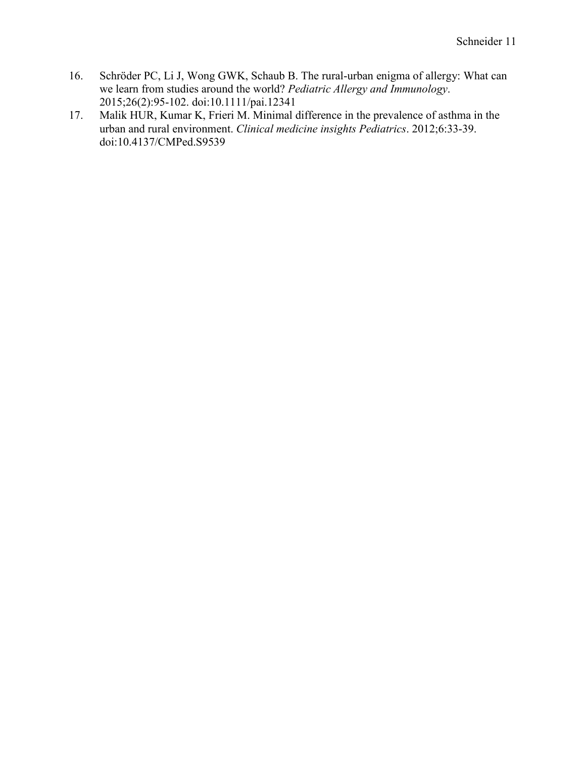16. Schröder PC, Li J, Wong GWK, Schaub B. The rural-urban enigma of allergy: What can we learn from studies around the world? *Pediatric Allergy and Immunology*. 2015;26(2):95-102. doi:10.1111/pai.12341
17. Malik HUR, Kumar K, Frieri M. Minimal difference in the prevalence of asthma in the urban and rural environment. *Clinical medicine insights Pediatrics*. 2012;6:33-39. doi:10.4137/CMPed.S9539